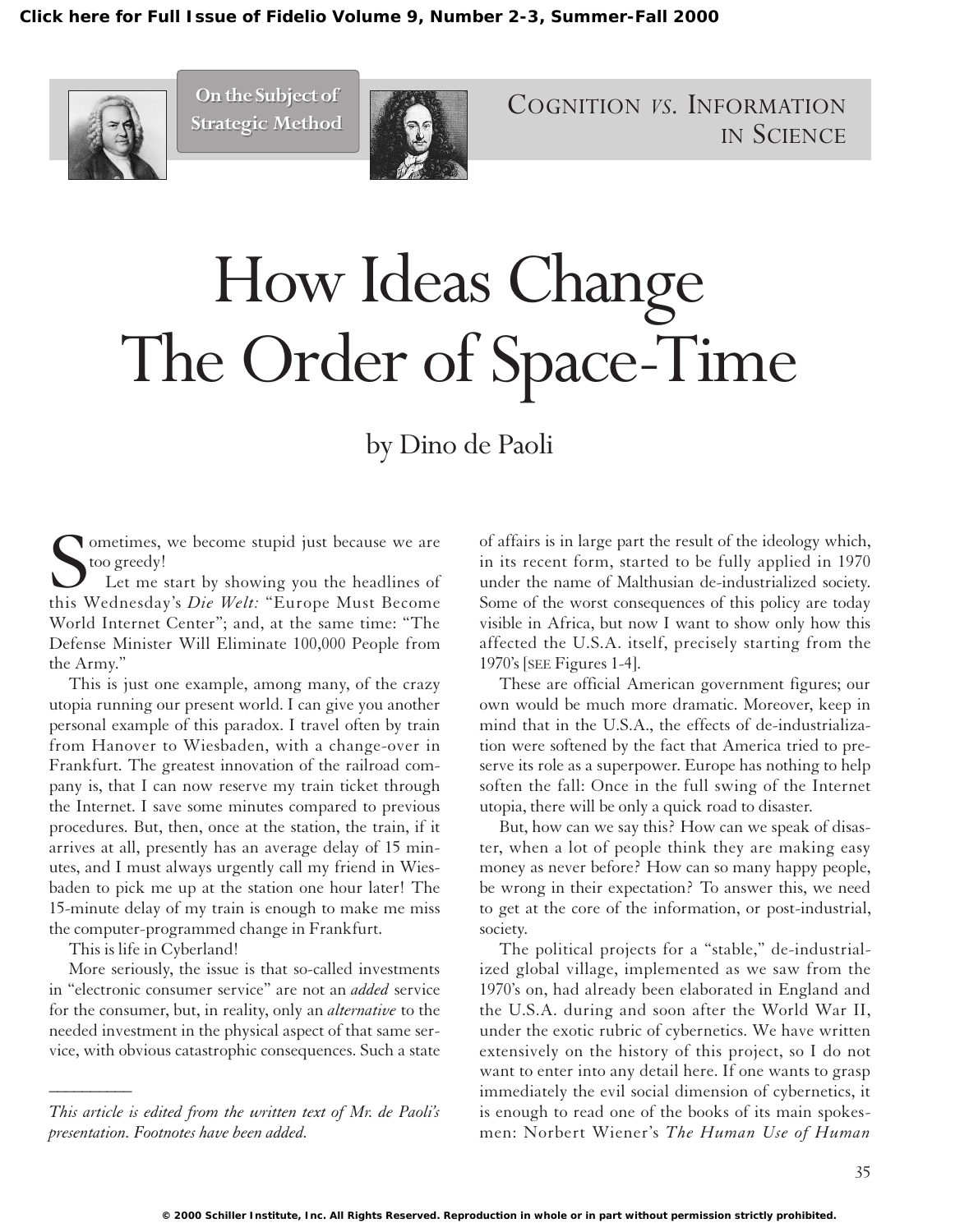On the Subject of Strategic Method

COGNITION *VS.* INFORMATION IN SCIENCE

# How Ideas Change The Order of Space-Time

by Dino de Paoli

Sometimes, we become stupid just because we are too greedy!

Let me start by showing you the headlines of this Wednesday's *Die Welt:* "Europe Must Become World Internet Center"; and, at the same time: "The Defense Minister Will Eliminate 100,000 People from the Army."

This is just one example, among many, of the crazy utopia running our present world. I can give you another personal example of this paradox. I travel often by train from Hanover to Wiesbaden, with a change-over in Frankfurt. The greatest innovation of the railroad company is, that I can now reserve my train ticket through the Internet. I save some minutes compared to previous procedures. But, then, once at the station, the train, if it arrives at all, presently has an average delay of 15 minutes, and I must always urgently call my friend in Wiesbaden to pick me up at the station one hour later! The 15-minute delay of my train is enough to make me miss the computer-programmed change in Frankfurt.

This is life in Cyberland!

More seriously, the issue is that so-called investments in "electronic consumer service" are not an *added* service for the consumer, but, in reality, only an *alternative* to the needed investment in the physical aspect of that same service, with obvious catastrophic consequences. Such a state of affairs is in large part the result of the ideology which, in its recent form, started to be fully applied in 1970 under the name of Malthusian de-industrialized society. Some of the worst consequences of this policy are today visible in Africa, but now I want to show only how this affected the U.S.A. itself, precisely starting from the 1970's [SEE Figures 1-4].

These are official American government figures; our own would be much more dramatic. Moreover, keep in mind that in the U.S.A., the effects of de-industrialization were softened by the fact that America tried to preserve its role as a superpower. Europe has nothing to help soften the fall: Once in the full swing of the Internet utopia, there will be only a quick road to disaster.

But, how can we say this? How can we speak of disaster, when a lot of people think they are making easy money as never before? How can so many happy people, be wrong in their expectation? To answer this, we need to get at the core of the information, or post-industrial, society.

The political projects for a "stable," de-industrialized global village, implemented as we saw from the 1970's on, had already been elaborated in England and the U.S.A. during and soon after the World War II, under the exotic rubric of cybernetics. We have written extensively on the history of this project, so I do not want to enter into any detail here. If one wants to grasp immediately the evil social dimension of cybernetics, it is enough to read one of the books of its main spokesmen: Norbert Wiener's *The Human Use of Human*

---

*This article is edited from the written text of Mr. de Paoli's presentation. Footnotes have been added.*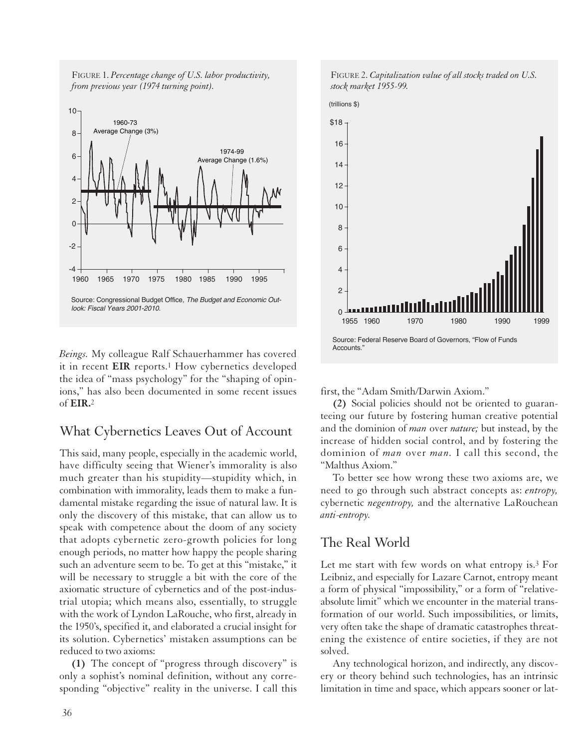FIGURE 1. *Percentage change of U.S. labor productivity, from previous year (1974 turning point).*

Source: Congressional Budget Office, *The Budget and Economic Outlook: Fiscal Years 2001-2010.*

FIGURE 2. *Capitalization value of all stocks traded on U.S. stock market 1955-99.*

Source: Federal Reserve Board of Governors, "Flow of Funds Accounts."

*Beings.* My colleague Ralf Schauerhammer has covered it in recent **EIR** reports.[1] How cybernetics developed the idea of "mass psychology" for the "shaping of opinions," has also been documented in some recent issues of **EIR.**[2]

## What Cybernetics Leaves Out of Account

This said, many people, especially in the academic world, have difficulty seeing that Wiener's immorality is also much greater than his stupidity—stupidity which, in combination with immorality, leads them to make a fundamental mistake regarding the issue of natural law. It is only the discovery of this mistake, that can allow us to speak with competence about the doom of any society that adopts cybernetic zero-growth policies for long enough periods, no matter how happy the people sharing such an adventure seem to be. To get at this "mistake," it will be necessary to struggle a bit with the core of the axiomatic structure of cybernetics and of the post-industrial utopia; which means also, essentially, to struggle with the work of Lyndon LaRouche, who first, already in the 1950's, specified it, and elaborated a crucial insight for its solution. Cybernetics' mistaken assumptions can be reduced to two axioms:

**(1)** The concept of "progress through discovery" is only a sophist's nominal definition, without any corresponding "objective" reality in the universe. I call this first, the "Adam Smith/Darwin Axiom."

**(2)** Social policies should not be oriented to guaranteeing our future by fostering human creative potential and the dominion of *man* over *nature;* but instead, by the increase of hidden social control, and by fostering the dominion of *man* over *man.* I call this second, the "Malthus Axiom."

To better see how wrong these two axioms are, we need to go through such abstract concepts as: *entropy,* cybernetic *negentropy,* and the alternative LaRouchean *anti-entropy.*

## The Real World

Let me start with few words on what entropy is.[3] For Leibniz, and especially for Lazare Carnot, entropy meant a form of physical "impossibility," or a form of "relative-absolute limit" which we encounter in the material transformation of our world. Such impossibilities, or limits, very often take the shape of dramatic catastrophes threatening the existence of entire societies, if they are not solved.

Any technological horizon, and indirectly, any discovery or theory behind such technologies, has an intrinsic limitation in time and space, which appears sooner or lat-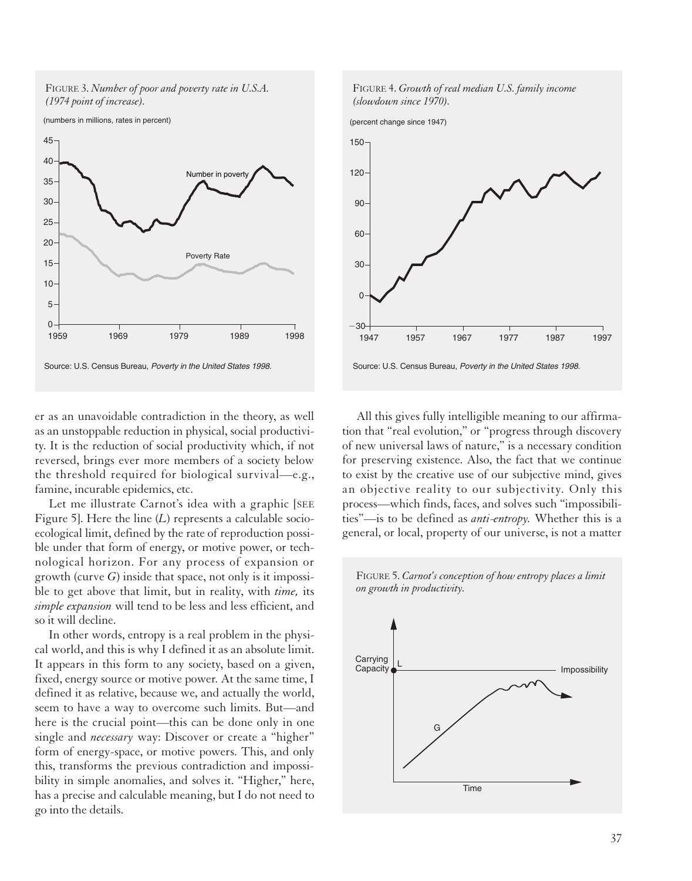FIGURE 3. *Number of poor and poverty rate in U.S.A. (1974 point of increase).*

Source: U.S. Census Bureau, *Poverty in the United States 1998.*

FIGURE 4. *Growth of real median U.S. family income (slowdown since 1970).*

Source: U.S. Census Bureau, *Poverty in the United States 1998.*

er as an unavoidable contradiction in the theory, as well as an unstoppable reduction in physical, social productivity. It is the reduction of social productivity which, if not reversed, brings ever more members of a society below the threshold required for biological survival—e.g., famine, incurable epidemics, etc.

Let me illustrate Carnot's idea with a graphic [SEE Figure 5]. Here the line (*L*) represents a calculable socio-ecological limit, defined by the rate of reproduction possible under that form of energy, or motive power, or technological horizon. For any process of expansion or growth (curve *G*) inside that space, not only is it impossible to get above that limit, but in reality, with *time,* its *simple expansion* will tend to be less and less efficient, and so it will decline.

In other words, entropy is a real problem in the physical world, and this is why I defined it as an absolute limit. It appears in this form to any society, based on a given, fixed, energy source or motive power. At the same time, I defined it as relative, because we, and actually the world, seem to have a way to overcome such limits. But—and here is the crucial point—this can be done only in one single and *necessary* way: Discover or create a "higher" form of energy-space, or motive powers. This, and only this, transforms the previous contradiction and impossibility in simple anomalies, and solves it. "Higher," here, has a precise and calculable meaning, but I do not need to go into the details.

All this gives fully intelligible meaning to our affirmation that "real evolution," or "progress through discovery of new universal laws of nature," is a necessary condition for preserving existence. Also, the fact that we continue to exist by the creative use of our subjective mind, gives an objective reality to our subjectivity. Only this process—which finds, faces, and solves such "impossibilities"—is to be defined as *anti-entropy.* Whether this is a general, or local, property of our universe, is not a matter

FIGURE 5. *Carnot's conception of how entropy places a limit on growth in productivity.*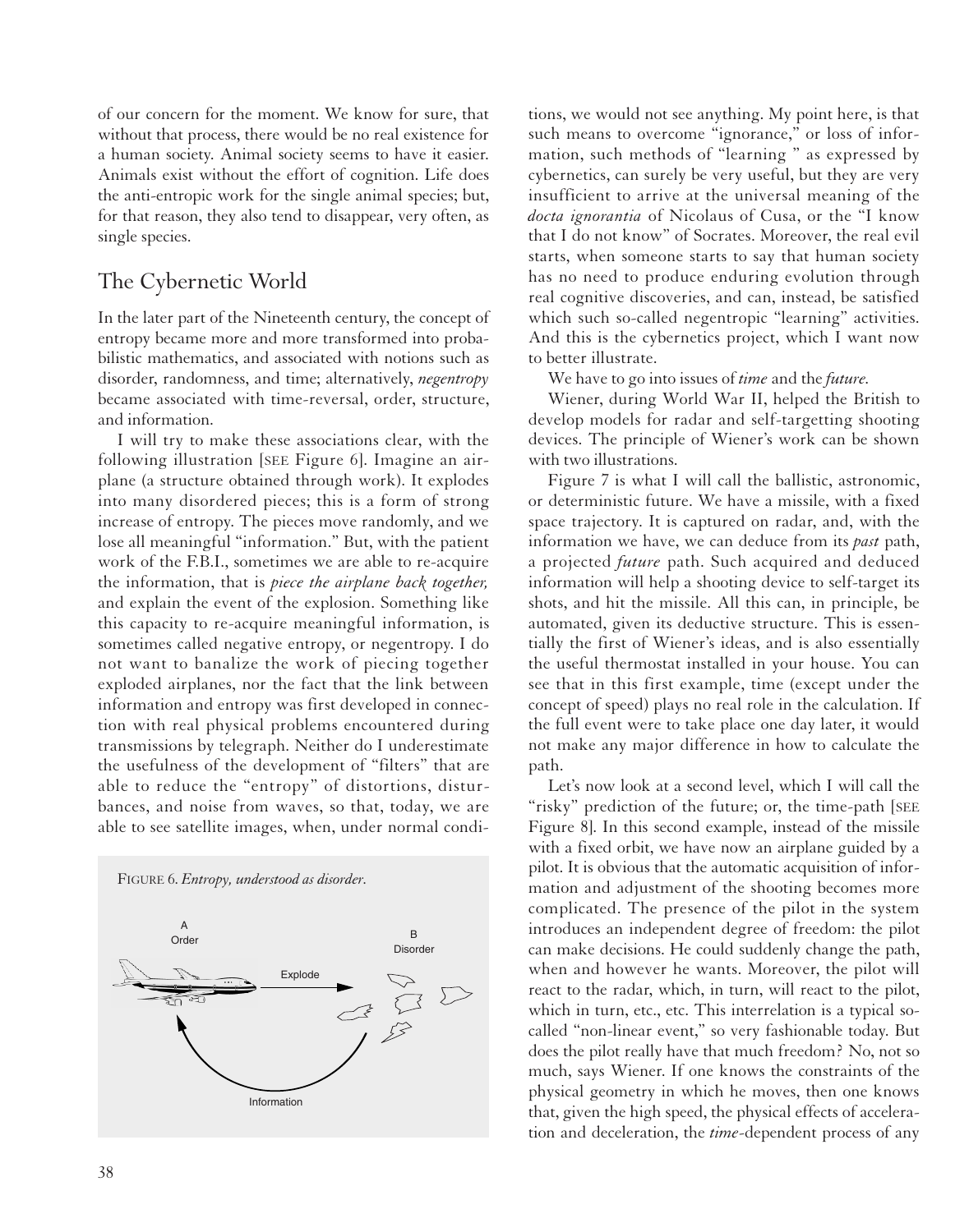of our concern for the moment. We know for sure, that without that process, there would be no real existence for a human society. Animal society seems to have it easier. Animals exist without the effort of cognition. Life does the anti-entropic work for the single animal species; but, for that reason, they also tend to disappear, very often, as single species.

## The Cybernetic World

In the later part of the Nineteenth century, the concept of entropy became more and more transformed into probabilistic mathematics, and associated with notions such as disorder, randomness, and time; alternatively, *negentropy* became associated with time-reversal, order, structure, and information.

I will try to make these associations clear, with the following illustration [SEE Figure 6]. Imagine an airplane (a structure obtained through work). It explodes into many disordered pieces; this is a form of strong increase of entropy. The pieces move randomly, and we lose all meaningful "information." But, with the patient work of the F.B.I., sometimes we are able to re-acquire the information, that is *piece the airplane back together,* and explain the event of the explosion. Something like this capacity to re-acquire meaningful information, is sometimes called negative entropy, or negentropy. I do not want to banalize the work of piecing together exploded airplanes, nor the fact that the link between information and entropy was first developed in connection with real physical problems encountered during transmissions by telegraph. Neither do I underestimate the usefulness of the development of "filters" that are able to reduce the "entropy" of distortions, disturbances, and noise from waves, so that, today, we are able to see satellite images, when, under normal conditions, we would not see anything. My point here, is that such means to overcome "ignorance," or loss of information, such methods of "learning " as expressed by cybernetics, can surely be very useful, but they are very insufficient to arrive at the universal meaning of the *docta ignorantia* of Nicolaus of Cusa, or the "I know that I do not know" of Socrates. Moreover, the real evil starts, when someone starts to say that human society has no need to produce enduring evolution through real cognitive discoveries, and can, instead, be satisfied which such so-called negentropic "learning" activities. And this is the cybernetics project, which I want now to better illustrate.

FIGURE 6. *Entropy, understood as disorder.*

A Order — Explode — B Disorder — Information

We have to go into issues of *time* and the *future*.

Wiener, during World War II, helped the British to develop models for radar and self-targetting shooting devices. The principle of Wiener's work can be shown with two illustrations.

Figure 7 is what I will call the ballistic, astronomic, or deterministic future. We have a missile, with a fixed space trajectory. It is captured on radar, and, with the information we have, we can deduce from its *past* path, a projected *future* path. Such acquired and deduced information will help a shooting device to self-target its shots, and hit the missile. All this can, in principle, be automated, given its deductive structure. This is essentially the first of Wiener's ideas, and is also essentially the useful thermostat installed in your house. You can see that in this first example, time (except under the concept of speed) plays no real role in the calculation. If the full event were to take place one day later, it would not make any major difference in how to calculate the path.

Let's now look at a second level, which I will call the "risky" prediction of the future; or, the time-path [SEE Figure 8]. In this second example, instead of the missile with a fixed orbit, we have now an airplane guided by a pilot. It is obvious that the automatic acquisition of information and adjustment of the shooting becomes more complicated. The presence of the pilot in the system introduces an independent degree of freedom: the pilot can make decisions. He could suddenly change the path, when and however he wants. Moreover, the pilot will react to the radar, which, in turn, will react to the pilot, which in turn, etc., etc. This interrelation is a typical so-called "non-linear event," so very fashionable today. But does the pilot really have that much freedom? No, not so much, says Wiener. If one knows the constraints of the physical geometry in which he moves, then one knows that, given the high speed, the physical effects of acceleration and deceleration, the *time*-dependent process of any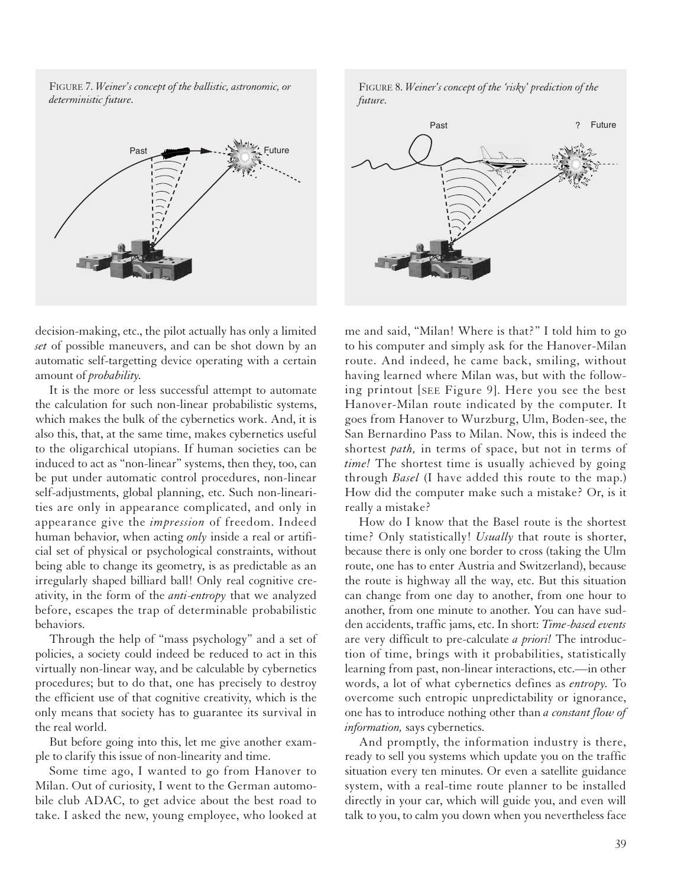FIGURE 7. *Weiner's concept of the ballistic, astronomic, or deterministic future.*

FIGURE 8. *Weiner's concept of the 'risky' prediction of the future.*

decision-making, etc., the pilot actually has only a limited *set* of possible maneuvers, and can be shot down by an automatic self-targetting device operating with a certain amount of *probability.*

It is the more or less successful attempt to automate the calculation for such non-linear probabilistic systems, which makes the bulk of the cybernetics work. And, it is also this, that, at the same time, makes cybernetics useful to the oligarchical utopians. If human societies can be induced to act as "non-linear" systems, then they, too, can be put under automatic control procedures, non-linear self-adjustments, global planning, etc. Such non-linearities are only in appearance complicated, and only in appearance give the *impression* of freedom. Indeed human behavior, when acting *only* inside a real or artificial set of physical or psychological constraints, without being able to change its geometry, is as predictable as an irregularly shaped billiard ball! Only real cognitive creativity, in the form of the *anti-entropy* that we analyzed before, escapes the trap of determinable probabilistic behaviors.

Through the help of "mass psychology" and a set of policies, a society could indeed be reduced to act in this virtually non-linear way, and be calculable by cybernetics procedures; but to do that, one has precisely to destroy the efficient use of that cognitive creativity, which is the only means that society has to guarantee its survival in the real world.

But before going into this, let me give another example to clarify this issue of non-linearity and time.

Some time ago, I wanted to go from Hanover to Milan. Out of curiosity, I went to the German automobile club ADAC, to get advice about the best road to take. I asked the new, young employee, who looked at me and said, "Milan! Where is that?" I told him to go to his computer and simply ask for the Hanover-Milan route. And indeed, he came back, smiling, without having learned where Milan was, but with the following printout [SEE Figure 9]. Here you see the best Hanover-Milan route indicated by the computer. It goes from Hanover to Wurzburg, Ulm, Boden-see, the San Bernardino Pass to Milan. Now, this is indeed the shortest *path,* in terms of space, but not in terms of *time!* The shortest time is usually achieved by going through *Basel* (I have added this route to the map.) How did the computer make such a mistake? Or, is it really a mistake?

How do I know that the Basel route is the shortest time? Only statistically! *Usually* that route is shorter, because there is only one border to cross (taking the Ulm route, one has to enter Austria and Switzerland), because the route is highway all the way, etc. But this situation can change from one day to another, from one hour to another, from one minute to another. You can have sudden accidents, traffic jams, etc. In short: *Time-based events* are very difficult to pre-calculate *a priori!* The introduction of time, brings with it probabilities, statistically learning from past, non-linear interactions, etc.—in other words, a lot of what cybernetics defines as *entropy.* To overcome such entropic unpredictability or ignorance, one has to introduce nothing other than *a constant flow of information,* says cybernetics.

And promptly, the information industry is there, ready to sell you systems which update you on the traffic situation every ten minutes. Or even a satellite guidance system, with a real-time route planner to be installed directly in your car, which will guide you, and even will talk to you, to calm you down when you nevertheless face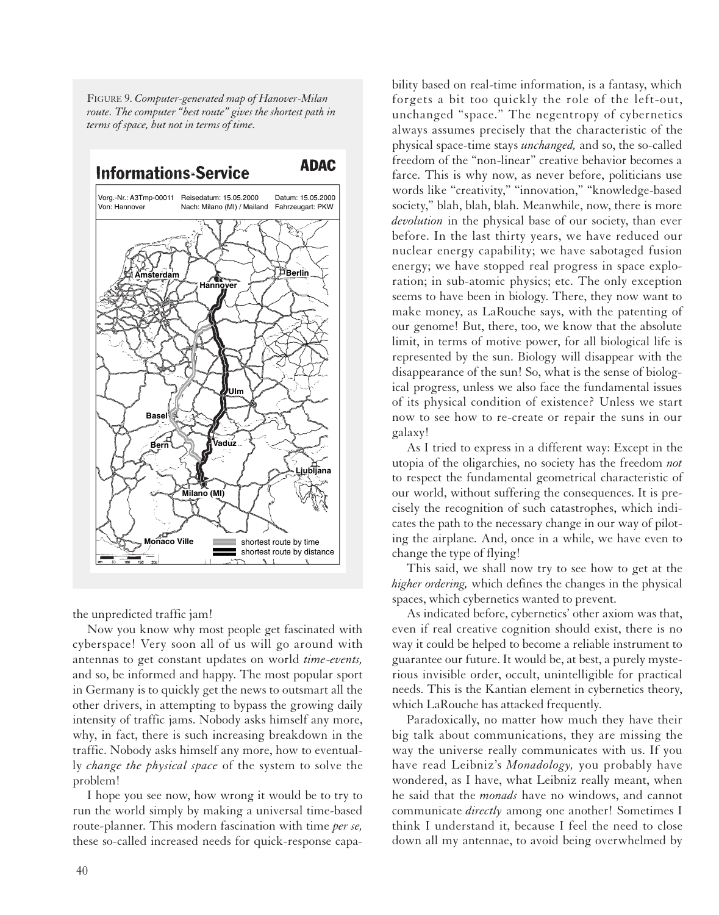FIGURE 9. *Computer-generated map of Hanover-Milan route. The computer "best route" gives the shortest path in terms of space, but not in terms of time.*

the unpredicted traffic jam!

Now you know why most people get fascinated with cyberspace! Very soon all of us will go around with antennas to get constant updates on world *time-events,* and so, be informed and happy. The most popular sport in Germany is to quickly get the news to outsmart all the other drivers, in attempting to bypass the growing daily intensity of traffic jams. Nobody asks himself any more, why, in fact, there is such increasing breakdown in the traffic. Nobody asks himself any more, how to eventually *change the physical space* of the system to solve the problem!

I hope you see now, how wrong it would be to try to run the world simply by making a universal time-based route-planner. This modern fascination with time *per se,* these so-called increased needs for quick-response capability based on real-time information, is a fantasy, which forgets a bit too quickly the role of the left-out, unchanged "space." The negentropy of cybernetics always assumes precisely that the characteristic of the physical space-time stays *unchanged,* and so, the so-called freedom of the "non-linear" creative behavior becomes a farce. This is why now, as never before, politicians use words like "creativity," "innovation," "knowledge-based society," blah, blah, blah. Meanwhile, now, there is more *devolution* in the physical base of our society, than ever before. In the last thirty years, we have reduced our nuclear energy capability; we have sabotaged fusion energy; we have stopped real progress in space exploration; in sub-atomic physics; etc. The only exception seems to have been in biology. There, they now want to make money, as LaRouche says, with the patenting of our genome! But, there, too, we know that the absolute limit, in terms of motive power, for all biological life is represented by the sun. Biology will disappear with the disappearance of the sun! So, what is the sense of biological progress, unless we also face the fundamental issues of its physical condition of existence? Unless we start now to see how to re-create or repair the suns in our galaxy!

As I tried to express in a different way: Except in the utopia of the oligarchies, no society has the freedom *not* to respect the fundamental geometrical characteristic of our world, without suffering the consequences. It is precisely the recognition of such catastrophes, which indicates the path to the necessary change in our way of piloting the airplane. And, once in a while, we have even to change the type of flying!

This said, we shall now try to see how to get at the *higher ordering,* which defines the changes in the physical spaces, which cybernetics wanted to prevent.

As indicated before, cybernetics' other axiom was that, even if real creative cognition should exist, there is no way it could be helped to become a reliable instrument to guarantee our future. It would be, at best, a purely mysterious invisible order, occult, unintelligible for practical needs. This is the Kantian element in cybernetics theory, which LaRouche has attacked frequently.

Paradoxically, no matter how much they have their big talk about communications, they are missing the way the universe really communicates with us. If you have read Leibniz's *Monadology,* you probably have wondered, as I have, what Leibniz really meant, when he said that the *monads* have no windows, and cannot communicate *directly* among one another! Sometimes I think I understand it, because I feel the need to close down all my antennae, to avoid being overwhelmed by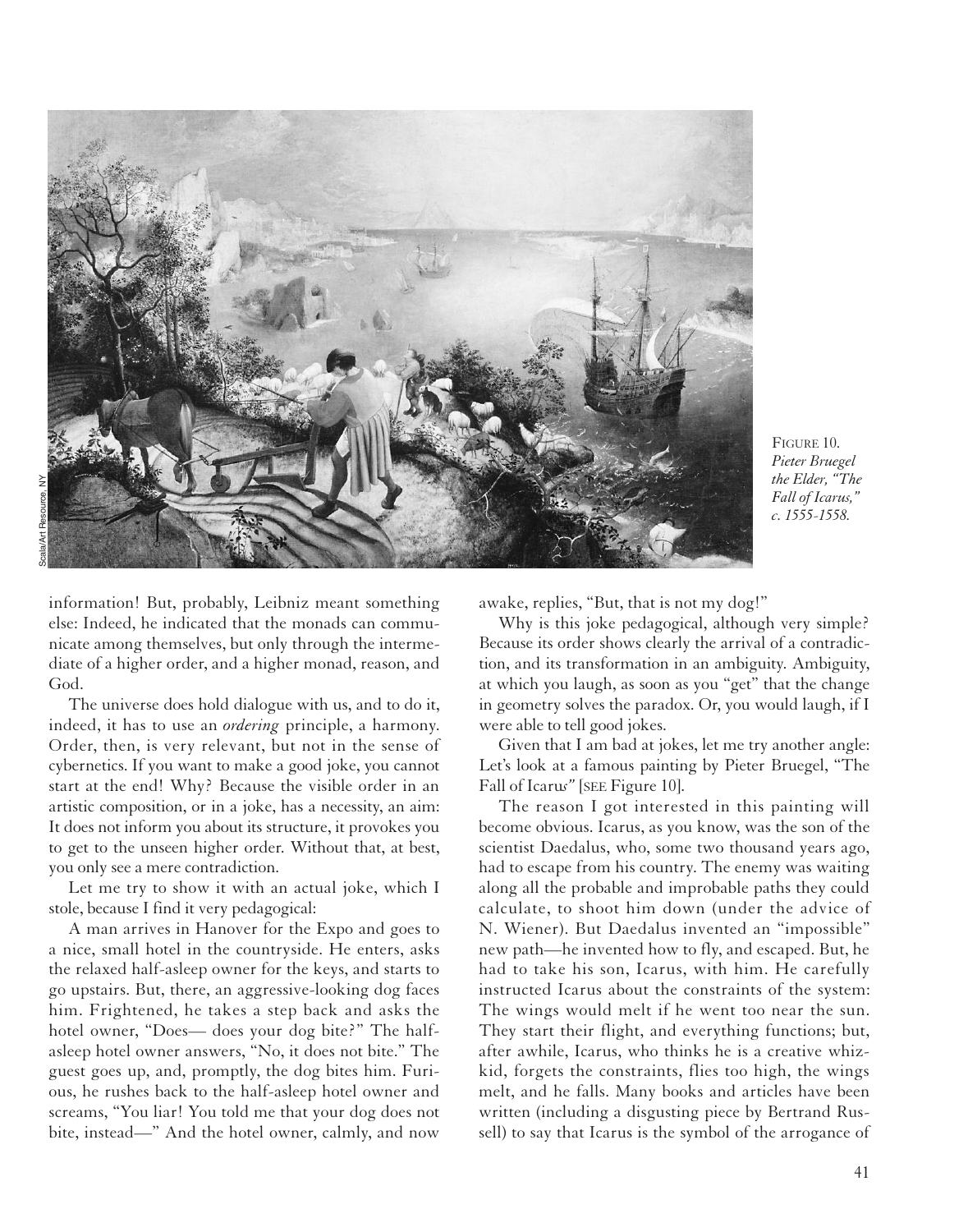FIGURE 10. *Pieter Bruegel the Elder, "The Fall of Icarus," c. 1555-1558.*

information! But, probably, Leibniz meant something else: Indeed, he indicated that the monads can communicate among themselves, but only through the intermediate of a higher order, and a higher monad, reason, and God.

The universe does hold dialogue with us, and to do it, indeed, it has to use an *ordering* principle, a harmony. Order, then, is very relevant, but not in the sense of cybernetics. If you want to make a good joke, you cannot start at the end! Why? Because the visible order in an artistic composition, or in a joke, has a necessity, an aim: It does not inform you about its structure, it provokes you to get to the unseen higher order. Without that, at best, you only see a mere contradiction.

Let me try to show it with an actual joke, which I stole, because I find it very pedagogical:

A man arrives in Hanover for the Expo and goes to a nice, small hotel in the countryside. He enters, asks the relaxed half-asleep owner for the keys, and starts to go upstairs. But, there, an aggressive-looking dog faces him. Frightened, he takes a step back and asks the hotel owner, "Does— does your dog bite?" The half-asleep hotel owner answers, "No, it does not bite." The guest goes up, and, promptly, the dog bites him. Furious, he rushes back to the half-asleep hotel owner and screams, "You liar! You told me that your dog does not bite, instead—" And the hotel owner, calmly, and now awake, replies, "But, that is not my dog!"

Why is this joke pedagogical, although very simple? Because its order shows clearly the arrival of a contradiction, and its transformation in an ambiguity. Ambiguity, at which you laugh, as soon as you "get" that the change in geometry solves the paradox. Or, you would laugh, if I were able to tell good jokes.

Given that I am bad at jokes, let me try another angle: Let's look at a famous painting by Pieter Bruegel, "The Fall of Icarus" [SEE Figure 10].

The reason I got interested in this painting will become obvious. Icarus, as you know, was the son of the scientist Daedalus, who, some two thousand years ago, had to escape from his country. The enemy was waiting along all the probable and improbable paths they could calculate, to shoot him down (under the advice of N. Wiener). But Daedalus invented an "impossible" new path—he invented how to fly, and escaped. But, he had to take his son, Icarus, with him. He carefully instructed Icarus about the constraints of the system: The wings would melt if he went too near the sun. They start their flight, and everything functions; but, after awhile, Icarus, who thinks he is a creative whiz-kid, forgets the constraints, flies too high, the wings melt, and he falls. Many books and articles have been written (including a disgusting piece by Bertrand Russell) to say that Icarus is the symbol of the arrogance of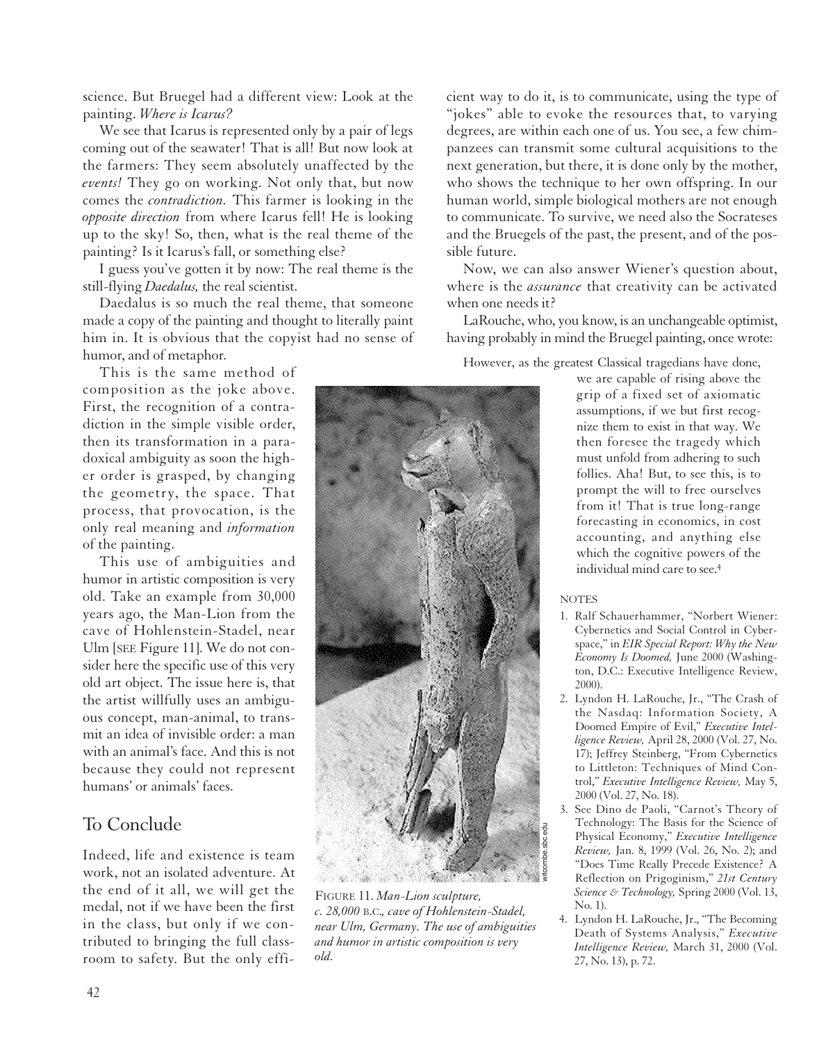science. But Bruegel had a different view: Look at the painting. *Where is Icarus?*

We see that Icarus is represented only by a pair of legs coming out of the seawater! That is all! But now look at the farmers: They seem absolutely unaffected by the *events!* They go on working. Not only that, but now comes the *contradiction.* This farmer is looking in the *opposite direction* from where Icarus fell! He is looking up to the sky! So, then, what is the real theme of the painting? Is it Icarus's fall, or something else?

I guess you've gotten it by now: The real theme is the still-flying *Daedalus,* the real scientist.

Daedalus is so much the real theme, that someone made a copy of the painting and thought to literally paint him in. It is obvious that the copyist had no sense of humor, and of metaphor.

This is the same method of composition as the joke above. First, the recognition of a contradiction in the simple visible order, then its transformation in a paradoxical ambiguity as soon the higher order is grasped, by changing the geometry, the space. That process, that provocation, is the only real meaning and *information* of the painting.

This use of ambiguities and humor in artistic composition is very old. Take an example from 30,000 years ago, the Man-Lion from the cave of Hohlenstein-Stadel, near Ulm [SEE Figure 11]. We do not consider here the specific use of this very old art object. The issue here is, that the artist willfully uses an ambiguous concept, man-animal, to transmit an idea of invisible order: a man with an animal's face. And this is not because they could not represent humans' or animals' faces.

FIGURE 11. *Man-Lion sculpture, c. 28,000 B.C., cave of Hohlenstein-Stadel, near Ulm, Germany. The use of ambiguities and humor in artistic composition is very old.*

witcombe.sbc.edu

## To Conclude

Indeed, life and existence is team work, not an isolated adventure. At the end of it all, we will get the medal, not if we have been the first in the class, but only if we contributed to bringing the full classroom to safety. But the only efficient way to do it, is to communicate, using the type of "jokes" able to evoke the resources that, to varying degrees, are within each one of us. You see, a few chimpanzees can transmit some cultural acquisitions to the next generation, but there, it is done only by the mother, who shows the technique to her own offspring. In our human world, simple biological mothers are not enough to communicate. To survive, we need also the Socrateses and the Bruegels of the past, the present, and of the possible future.

Now, we can also answer Wiener's question about, where is the *assurance* that creativity can be activated when one needs it?

LaRouche, who, you know, is an unchangeable optimist, having probably in mind the Bruegel painting, once wrote:

> However, as the greatest Classical tragedians have done, we are capable of rising above the grip of a fixed set of axiomatic assumptions, if we but first recognize them to exist in that way. We then foresee the tragedy which must unfold from adhering to such follies. Aha! But, to see this, is to prompt the will to free ourselves from it! That is true long-range forecasting in economics, in cost accounting, and anything else which the cognitive powers of the individual mind care to see.[4]

NOTES

1. Ralf Schauerhammer, "Norbert Wiener: Cybernetics and Social Control in Cyberspace," in *EIR Special Report: Why the New Economy Is Doomed,* June 2000 (Washington, D.C.: Executive Intelligence Review, 2000).
2. Lyndon H. LaRouche, Jr., "The Crash of the Nasdaq: Information Society, A Doomed Empire of Evil," *Executive Intelligence Review,* April 28, 2000 (Vol. 27, No. 17); Jeffrey Steinberg, "From Cybernetics to Littleton: Techniques of Mind Control," *Executive Intelligence Review,* May 5, 2000 (Vol. 27, No. 18).
3. See Dino de Paoli, "Carnot's Theory of Technology: The Basis for the Science of Physical Economy," *Executive Intelligence Review,* Jan. 8, 1999 (Vol. 26, No. 2); and "Does Time Really Precede Existence? A Reflection on Prigoginism," *21st Century Science & Technology,* Spring 2000 (Vol. 13, No. 1).
4. Lyndon H. LaRouche, Jr., "The Becoming Death of Systems Analysis," *Executive Intelligence Review,* March 31, 2000 (Vol. 27, No. 13), p. 72.